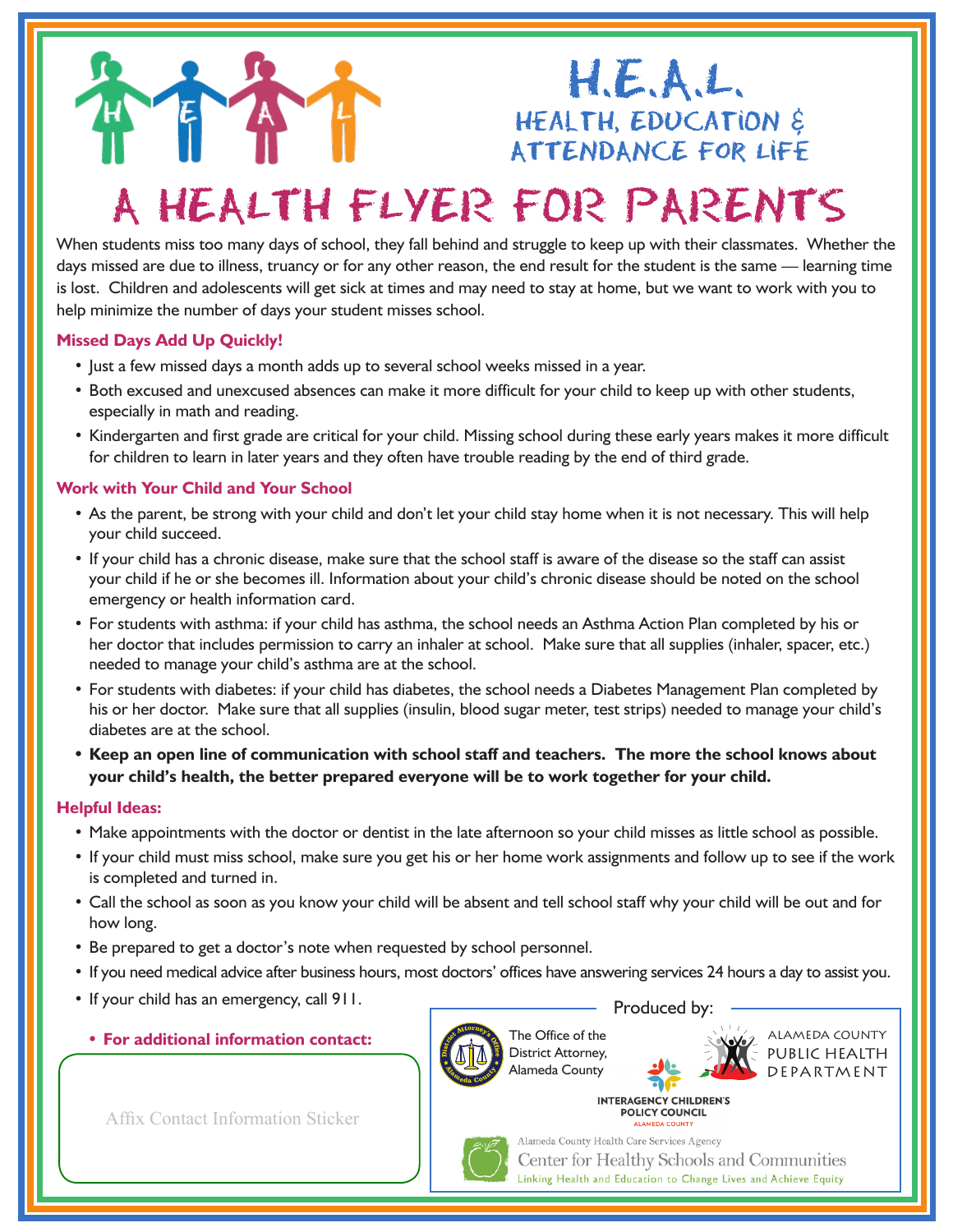# H.E.A.L.

## HEALTH, EDUCATION & ATTENDANCE FOR LIFE

# A HEALTH FLYER FOR PARENTS

When students miss too many days of school, they fall behind and struggle to keep up with their classmates. Whether the days missed are due to illness, truancy or for any other reason, the end result for the student is the same — learning time is lost. Children and adolescents will get sick at times and may need to stay at home, but we want to work with you to help minimize the number of days your student misses school.

### Missed Days Add Up Quickly!

- Just a few missed days a month adds up to several school weeks missed in a year.
- Both excused and unexcused absences can make it more difficult for your child to keep up with other students, especially in math and reading.
- Kindergarten and first grade are critical for your child. Missing school during these early years makes it more difficult for children to learn in later years and they often have trouble reading by the end of third grade.

### Work with Your Child and Your School

- As the parent, be strong with your child and don't let your child stay home when it is not necessary. This will help your child succeed.
- If your child has a chronic disease, make sure that the school staff is aware of the disease so the staff can assist your child if he or she becomes ill. Information about your child's chronic disease should be noted on the school emergency or health information card.
- For students with asthma: if your child has asthma, the school needs an Asthma Action Plan completed by his or her doctor that includes permission to carry an inhaler at school. Make sure that all supplies (inhaler, spacer, etc.) needed to manage your child's asthma are at the school.
- For students with diabetes: if your child has diabetes, the school needs a Diabetes Management Plan completed by his or her doctor. Make sure that all supplies (insulin, blood sugar meter, test strips) needed to manage your child's diabetes are at the school.
- **Keep an open line of communication with school staff and teachers. The more the school knows about your child's health, the better prepared everyone will be to work together for your child.**

### Helpful Ideas:

- Make appointments with the doctor or dentist in the late afternoon so your child misses as little school as possible.
- If your child must miss school, make sure you get his or her home work assignments and follow up to see if the work is completed and turned in.
- Call the school as soon as you know your child will be absent and tell school staff why your child will be out and for how long.
- Be prepared to get a doctor's note when requested by school personnel.
- If you need medical advice after business hours, most doctors' offices have answering services 24 hours a day to assist you.
- If your child has an emergency, call 911.

- **For additional information contact:**

Affix Contact Information Sticker

Produced by:

The Office of the District Attorney, Alameda County

Alameda County Public Health Department

Interagency Children's Policy Council, Alameda County

Alameda County Health Care Services Agency
Center for Healthy Schools and Communities
Linking Health and Education to Change Lives and Achieve Equity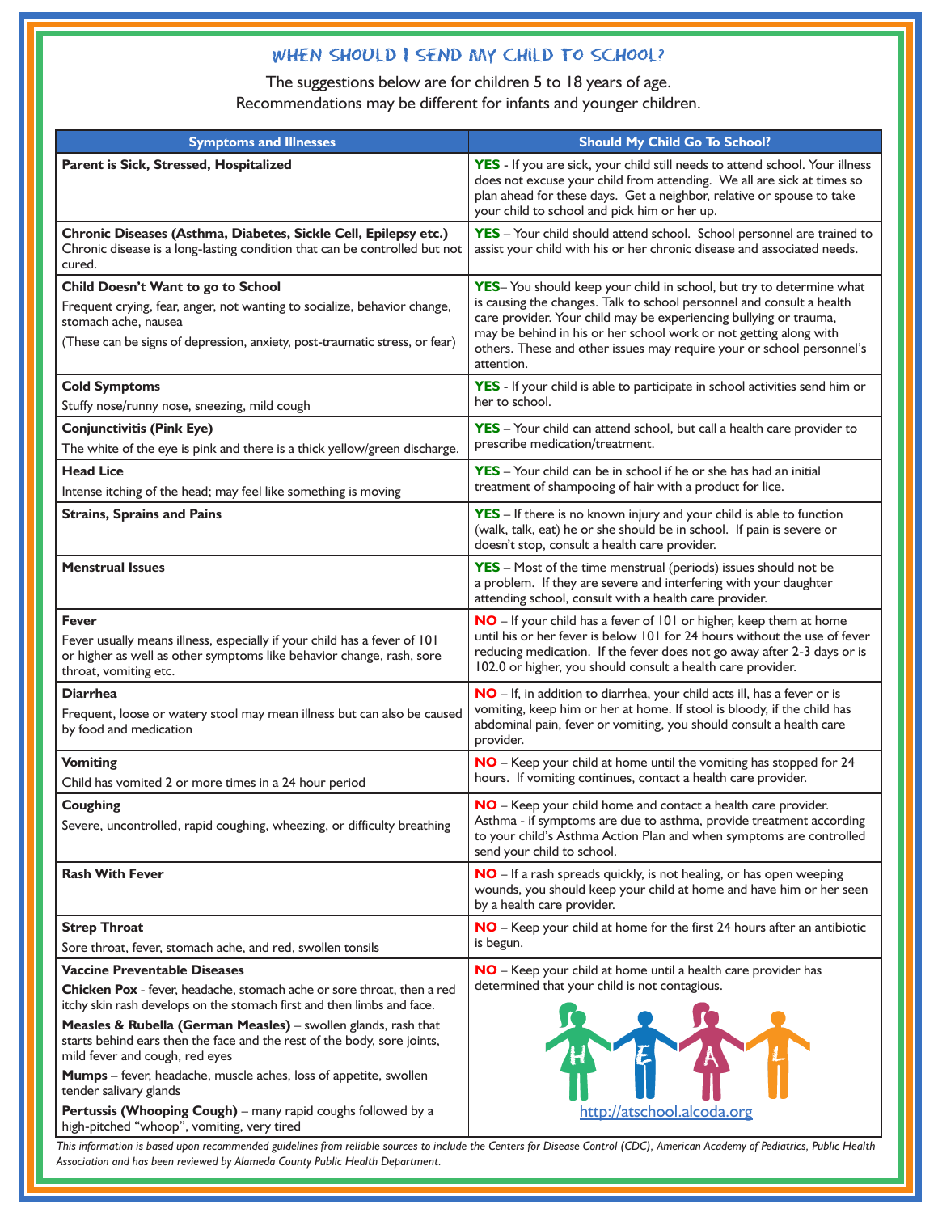# When should I send my child to school?

The suggestions below are for children 5 to 18 years of age.
Recommendations may be different for infants and younger children.

| Symptoms and Illnesses | Should My Child Go To School? |
|---|---|
| **Parent is Sick, Stressed, Hospitalized** | **YES** - If you are sick, your child still needs to attend school. Your illness does not excuse your child from attending. We all are sick at times so plan ahead for these days. Get a neighbor, relative or spouse to take your child to school and pick him or her up. |
| **Chronic Diseases (Asthma, Diabetes, Sickle Cell, Epilepsy etc.)** Chronic disease is a long-lasting condition that can be controlled but not cured. | **YES** – Your child should attend school. School personnel are trained to assist your child with his or her chronic disease and associated needs. |
| **Child Doesn't Want to go to School** Frequent crying, fear, anger, not wanting to socialize, behavior change, stomach ache, nausea (These can be signs of depression, anxiety, post-traumatic stress, or fear) | **YES**– You should keep your child in school, but try to determine what is causing the changes. Talk to school personnel and consult a health care provider. Your child may be experiencing bullying or trauma, may be behind in his or her school work or not getting along with others. These and other issues may require your or school personnel's attention. |
| **Cold Symptoms** Stuffy nose/runny nose, sneezing, mild cough | **YES** - If your child is able to participate in school activities send him or her to school. |
| **Conjunctivitis (Pink Eye)** The white of the eye is pink and there is a thick yellow/green discharge. | **YES** – Your child can attend school, but call a health care provider to prescribe medication/treatment. |
| **Head Lice** Intense itching of the head; may feel like something is moving | **YES** – Your child can be in school if he or she has had an initial treatment of shampooing of hair with a product for lice. |
| **Strains, Sprains and Pains** | **YES** – If there is no known injury and your child is able to function (walk, talk, eat) he or she should be in school. If pain is severe or doesn't stop, consult a health care provider. |
| **Menstrual Issues** | **YES** – Most of the time menstrual (periods) issues should not be a problem. If they are severe and interfering with your daughter attending school, consult with a health care provider. |
| **Fever** Fever usually means illness, especially if your child has a fever of 101 or higher as well as other symptoms like behavior change, rash, sore throat, vomiting etc. | **NO** – If your child has a fever of 101 or higher, keep them at home until his or her fever is below 101 for 24 hours without the use of fever reducing medication. If the fever does not go away after 2-3 days or is 102.0 or higher, you should consult a health care provider. |
| **Diarrhea** Frequent, loose or watery stool may mean illness but can also be caused by food and medication | **NO** – If, in addition to diarrhea, your child acts ill, has a fever or is vomiting, keep him or her at home. If stool is bloody, if the child has abdominal pain, fever or vomiting, you should consult a health care provider. |
| **Vomiting** Child has vomited 2 or more times in a 24 hour period | **NO** – Keep your child at home until the vomiting has stopped for 24 hours. If vomiting continues, contact a health care provider. |
| **Coughing** Severe, uncontrolled, rapid coughing, wheezing, or difficulty breathing | **NO** – Keep your child home and contact a health care provider. Asthma - if symptoms are due to asthma, provide treatment according to your child's Asthma Action Plan and when symptoms are controlled send your child to school. |
| **Rash With Fever** | **NO** – If a rash spreads quickly, is not healing, or has open weeping wounds, you should keep your child at home and have him or her seen by a health care provider. |
| **Strep Throat** Sore throat, fever, stomach ache, and red, swollen tonsils | **NO** – Keep your child at home for the first 24 hours after an antibiotic is begun. |
| **Vaccine Preventable Diseases** **Chicken Pox** - fever, headache, stomach ache or sore throat, then a red itchy skin rash develops on the stomach first and then limbs and face. **Measles & Rubella (German Measles)** – swollen glands, rash that starts behind ears then the face and the rest of the body, sore joints, mild fever and cough, red eyes **Mumps** – fever, headache, muscle aches, loss of appetite, swollen tender salivary glands **Pertussis (Whooping Cough)** – many rapid coughs followed by a high-pitched "whoop", vomiting, very tired | **NO** – Keep your child at home until a health care provider has determined that your child is not contagious. HEAL http://atschool.alcoda.org |

*This information is based upon recommended guidelines from reliable sources to include the Centers for Disease Control (CDC), American Academy of Pediatrics, Public Health Association and has been reviewed by Alameda County Public Health Department.*